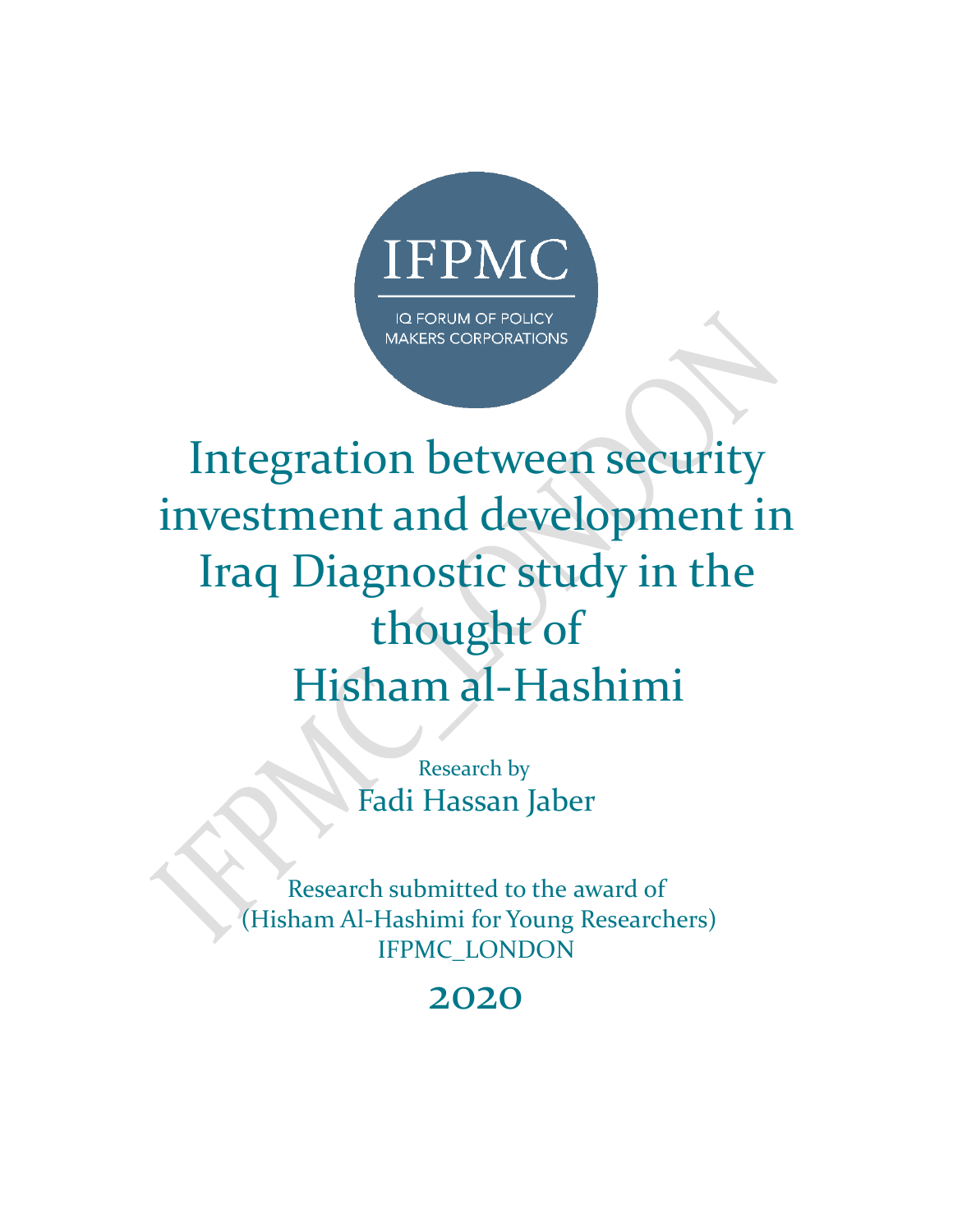IFPMC

IQ FORUM OF POLICY MAKERS CORPORATIONS

# Integration between security investment and development in Iraq Diagnostic study in the thought of Hisham al-Hashimi

Research by

Fadi Hassan Jaber

Research submitted to the award of (Hisham Al-Hashimi for Young Researchers) IFPMC_LONDON

2020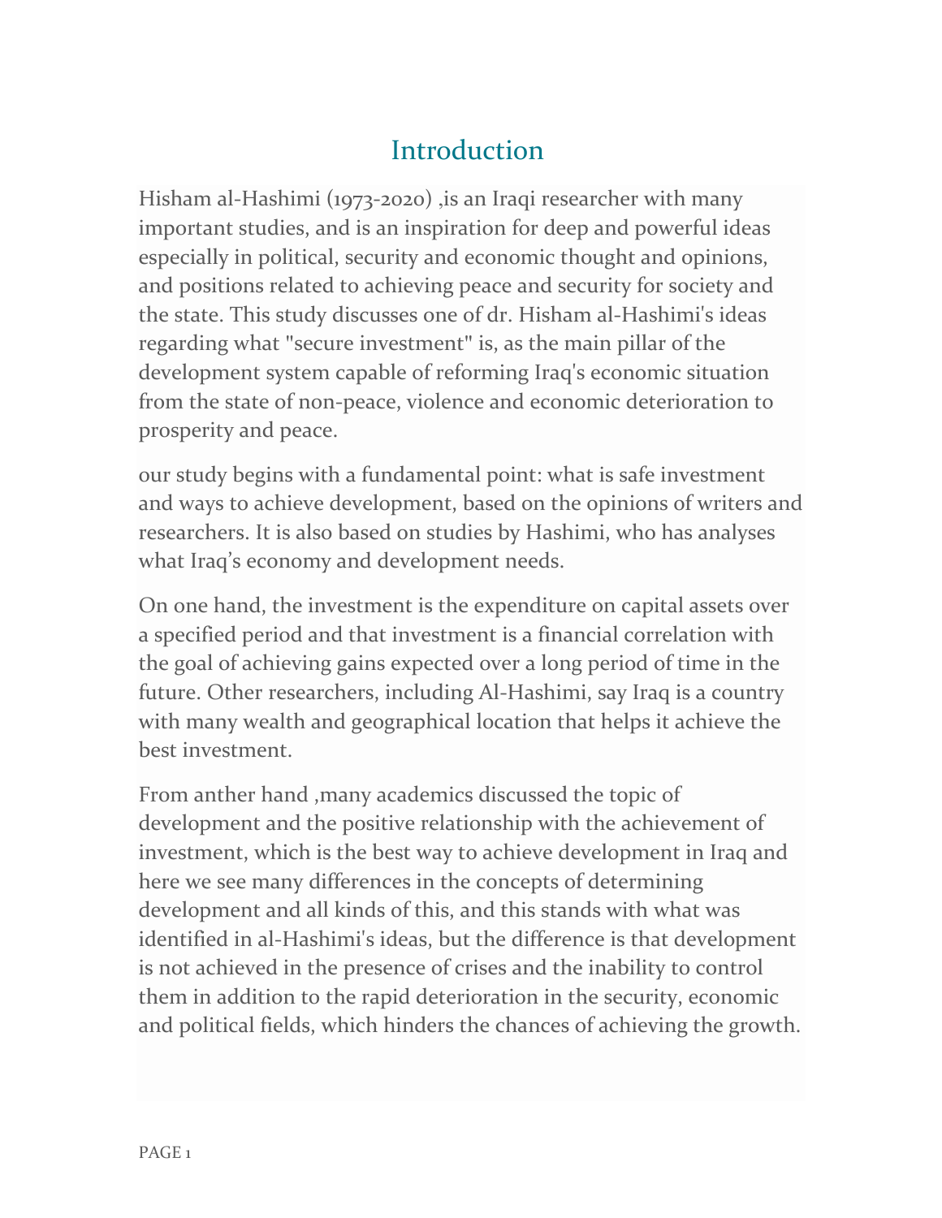# Introduction

Hisham al-Hashimi (1973-2020) ,is an Iraqi researcher with many important studies, and is an inspiration for deep and powerful ideas especially in political, security and economic thought and opinions, and positions related to achieving peace and security for society and the state. This study discusses one of dr. Hisham al-Hashimi's ideas regarding what "secure investment" is, as the main pillar of the development system capable of reforming Iraq's economic situation from the state of non-peace, violence and economic deterioration to prosperity and peace.

our study begins with a fundamental point: what is safe investment and ways to achieve development, based on the opinions of writers and researchers. It is also based on studies by Hashimi, who has analyses what Iraq's economy and development needs.

On one hand, the investment is the expenditure on capital assets over a specified period and that investment is a financial correlation with the goal of achieving gains expected over a long period of time in the future. Other researchers, including Al-Hashimi, say Iraq is a country with many wealth and geographical location that helps it achieve the best investment.

From anther hand ,many academics discussed the topic of development and the positive relationship with the achievement of investment, which is the best way to achieve development in Iraq and here we see many differences in the concepts of determining development and all kinds of this, and this stands with what was identified in al-Hashimi's ideas, but the difference is that development is not achieved in the presence of crises and the inability to control them in addition to the rapid deterioration in the security, economic and political fields, which hinders the chances of achieving the growth.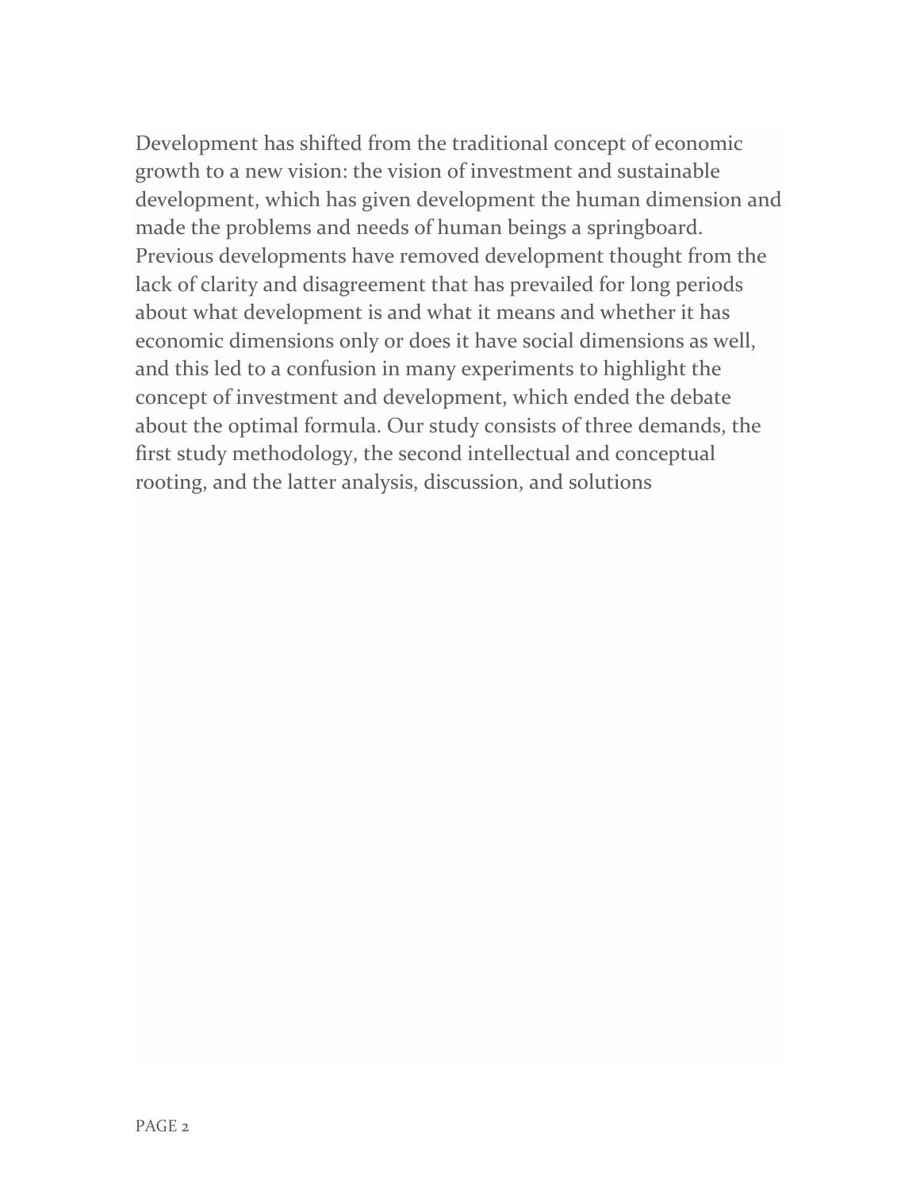Development has shifted from the traditional concept of economic growth to a new vision: the vision of investment and sustainable development, which has given development the human dimension and made the problems and needs of human beings a springboard. Previous developments have removed development thought from the lack of clarity and disagreement that has prevailed for long periods about what development is and what it means and whether it has economic dimensions only or does it have social dimensions as well, and this led to a confusion in many experiments to highlight the concept of investment and development, which ended the debate about the optimal formula. Our study consists of three demands, the first study methodology, the second intellectual and conceptual rooting, and the latter analysis, discussion, and solutions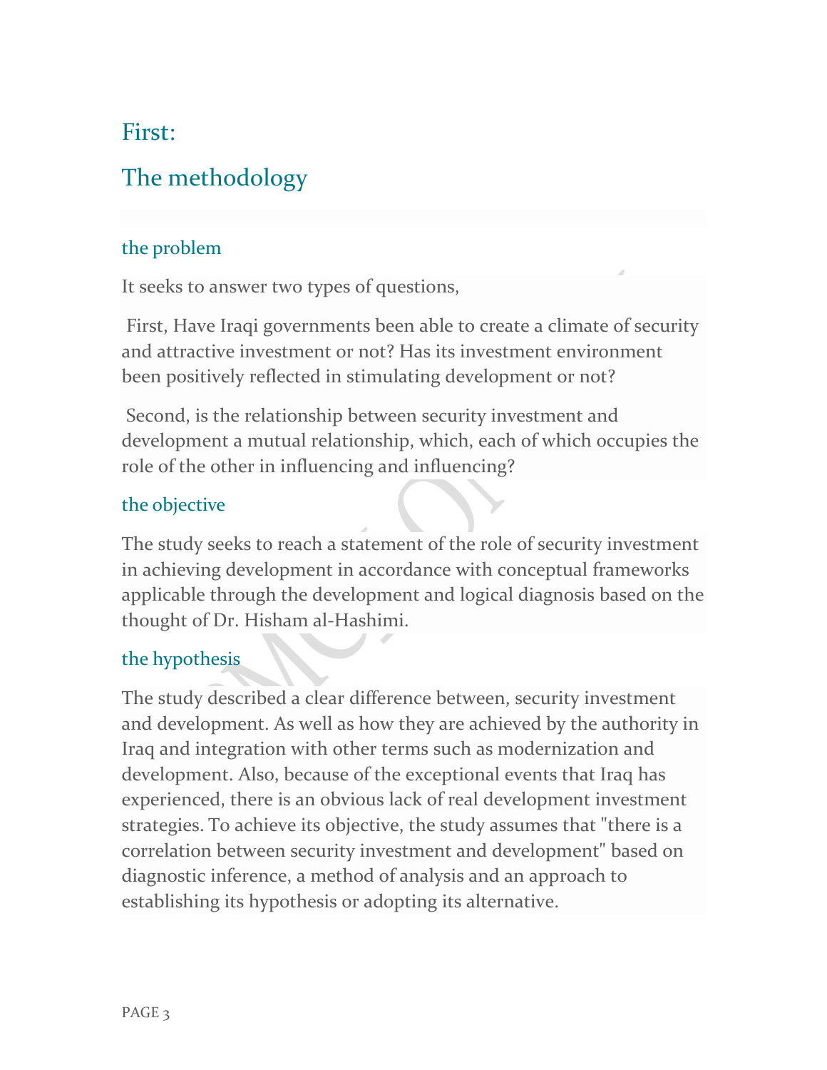# First:

# The methodology

### the problem

It seeks to answer two types of questions,

First, Have Iraqi governments been able to create a climate of security and attractive investment or not? Has its investment environment been positively reflected in stimulating development or not?

Second, is the relationship between security investment and development a mutual relationship, which, each of which occupies the role of the other in influencing and influencing?

### the objective

The study seeks to reach a statement of the role of security investment in achieving development in accordance with conceptual frameworks applicable through the development and logical diagnosis based on the thought of Dr. Hisham al-Hashimi.

### the hypothesis

The study described a clear difference between, security investment and development. As well as how they are achieved by the authority in Iraq and integration with other terms such as modernization and development. Also, because of the exceptional events that Iraq has experienced, there is an obvious lack of real development investment strategies. To achieve its objective, the study assumes that "there is a correlation between security investment and development" based on diagnostic inference, a method of analysis and an approach to establishing its hypothesis or adopting its alternative.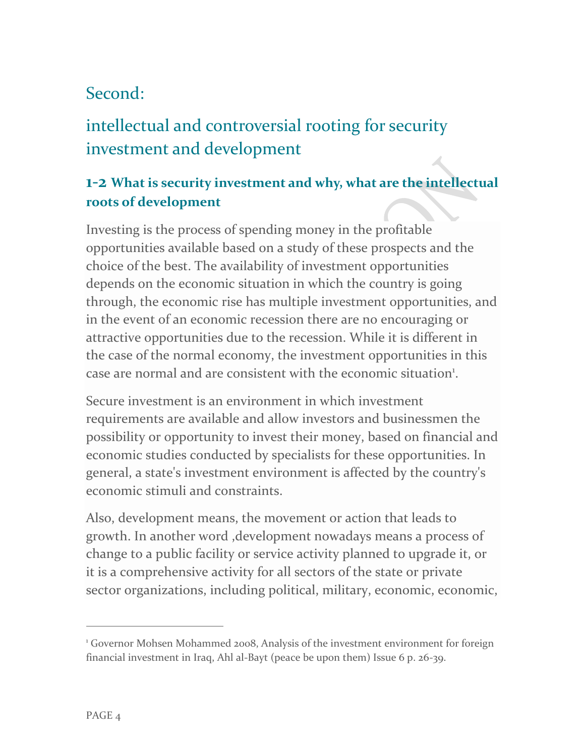## Second:

## intellectual and controversial rooting for security investment and development

### 1-2 What is security investment and why, what are the intellectual roots of development

Investing is the process of spending money in the profitable opportunities available based on a study of these prospects and the choice of the best. The availability of investment opportunities depends on the economic situation in which the country is going through, the economic rise has multiple investment opportunities, and in the event of an economic recession there are no encouraging or attractive opportunities due to the recession. While it is different in the case of the normal economy, the investment opportunities in this case are normal and are consistent with the economic situation[1].

Secure investment is an environment in which investment requirements are available and allow investors and businessmen the possibility or opportunity to invest their money, based on financial and economic studies conducted by specialists for these opportunities. In general, a state's investment environment is affected by the country's economic stimuli and constraints.

Also, development means, the movement or action that leads to growth. In another word ,development nowadays means a process of change to a public facility or service activity planned to upgrade it, or it is a comprehensive activity for all sectors of the state or private sector organizations, including political, military, economic, economic,

---

[1] Governor Mohsen Mohammed 2008, Analysis of the investment environment for foreign financial investment in Iraq, Ahl al-Bayt (peace be upon them) Issue 6 p. 26-39.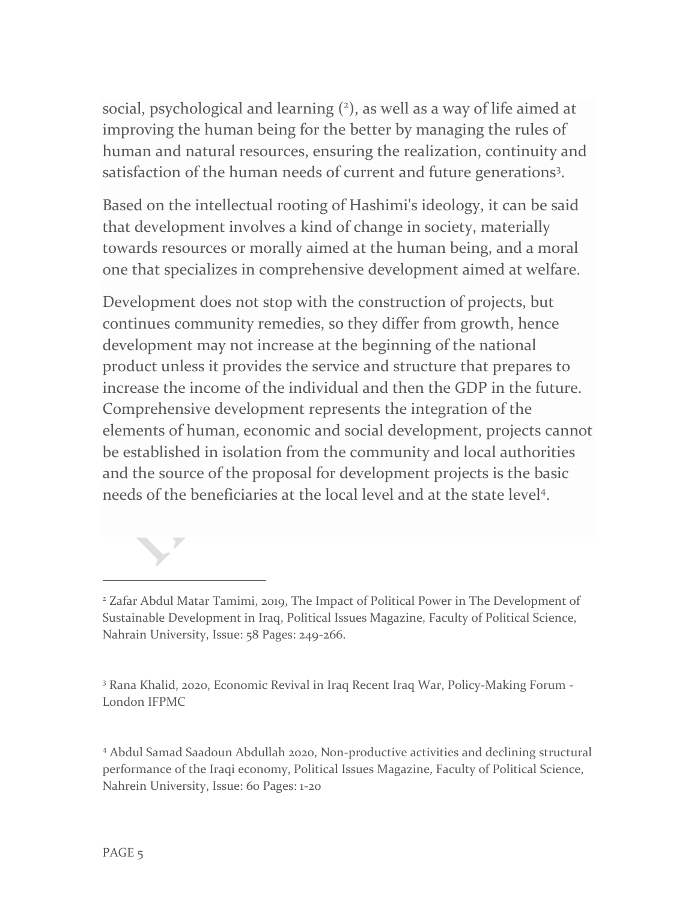social, psychological and learning ([2]), as well as a way of life aimed at improving the human being for the better by managing the rules of human and natural resources, ensuring the realization, continuity and satisfaction of the human needs of current and future generations[3].

Based on the intellectual rooting of Hashimi's ideology, it can be said that development involves a kind of change in society, materially towards resources or morally aimed at the human being, and a moral one that specializes in comprehensive development aimed at welfare.

Development does not stop with the construction of projects, but continues community remedies, so they differ from growth, hence development may not increase at the beginning of the national product unless it provides the service and structure that prepares to increase the income of the individual and then the GDP in the future. Comprehensive development represents the integration of the elements of human, economic and social development, projects cannot be established in isolation from the community and local authorities and the source of the proposal for development projects is the basic needs of the beneficiaries at the local level and at the state level[4].

---

[2] Zafar Abdul Matar Tamimi, 2019, The Impact of Political Power in The Development of Sustainable Development in Iraq, Political Issues Magazine, Faculty of Political Science, Nahrain University, Issue: 58 Pages: 249-266.

[3] Rana Khalid, 2020, Economic Revival in Iraq Recent Iraq War, Policy-Making Forum - London IFPMC

[4] Abdul Samad Saadoun Abdullah 2020, Non-productive activities and declining structural performance of the Iraqi economy, Political Issues Magazine, Faculty of Political Science, Nahrein University, Issue: 60 Pages: 1-20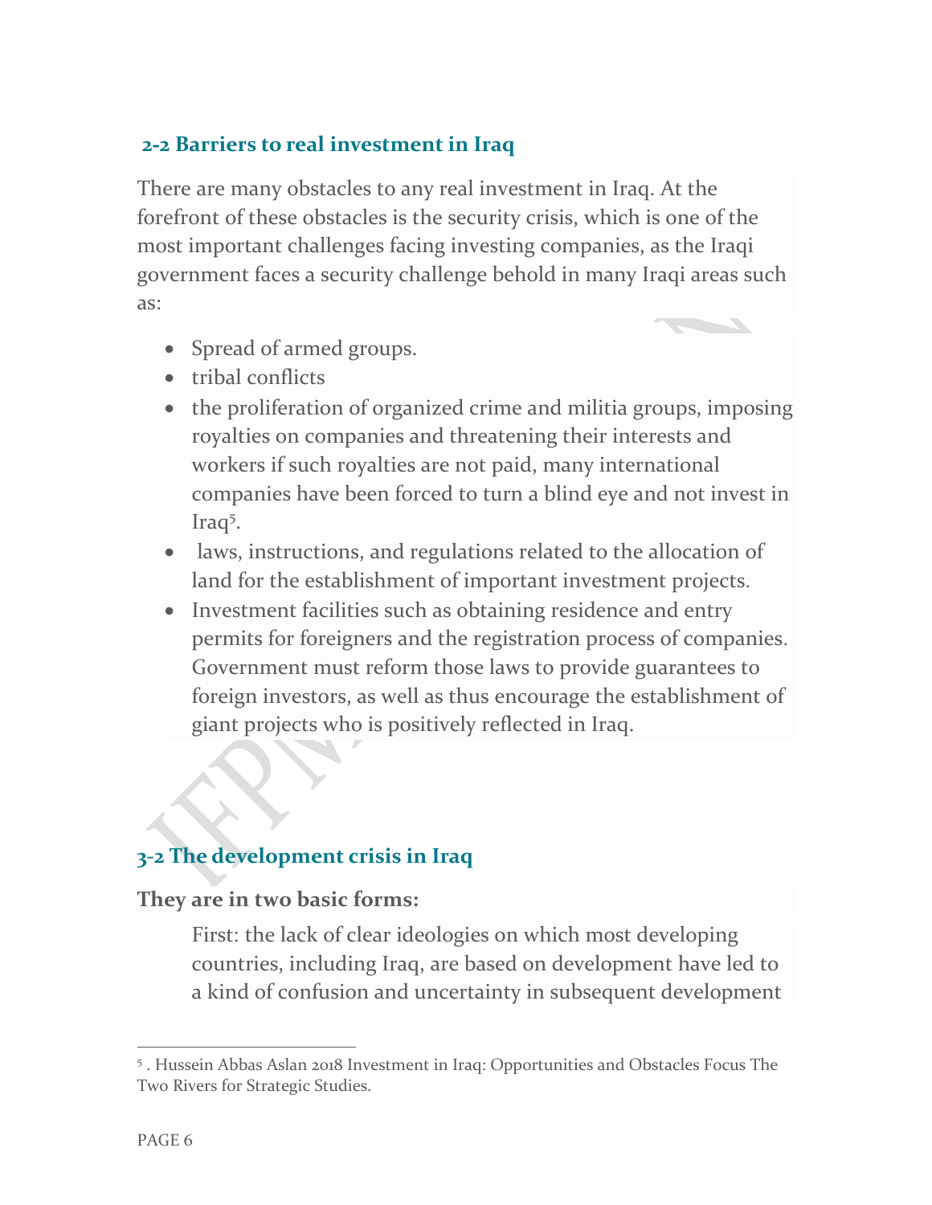## 2-2 Barriers to real investment in Iraq

There are many obstacles to any real investment in Iraq. At the forefront of these obstacles is the security crisis, which is one of the most important challenges facing investing companies, as the Iraqi government faces a security challenge behold in many Iraqi areas such as:

- Spread of armed groups.
- tribal conflicts
- the proliferation of organized crime and militia groups, imposing royalties on companies and threatening their interests and workers if such royalties are not paid, many international companies have been forced to turn a blind eye and not invest in Iraq[5].
- laws, instructions, and regulations related to the allocation of land for the establishment of important investment projects.
- Investment facilities such as obtaining residence and entry permits for foreigners and the registration process of companies. Government must reform those laws to provide guarantees to foreign investors, as well as thus encourage the establishment of giant projects who is positively reflected in Iraq.

## 3-2 The development crisis in Iraq

**They are in two basic forms:**

First: the lack of clear ideologies on which most developing countries, including Iraq, are based on development have led to a kind of confusion and uncertainty in subsequent development

[5] . Hussein Abbas Aslan 2018 Investment in Iraq: Opportunities and Obstacles Focus The Two Rivers for Strategic Studies.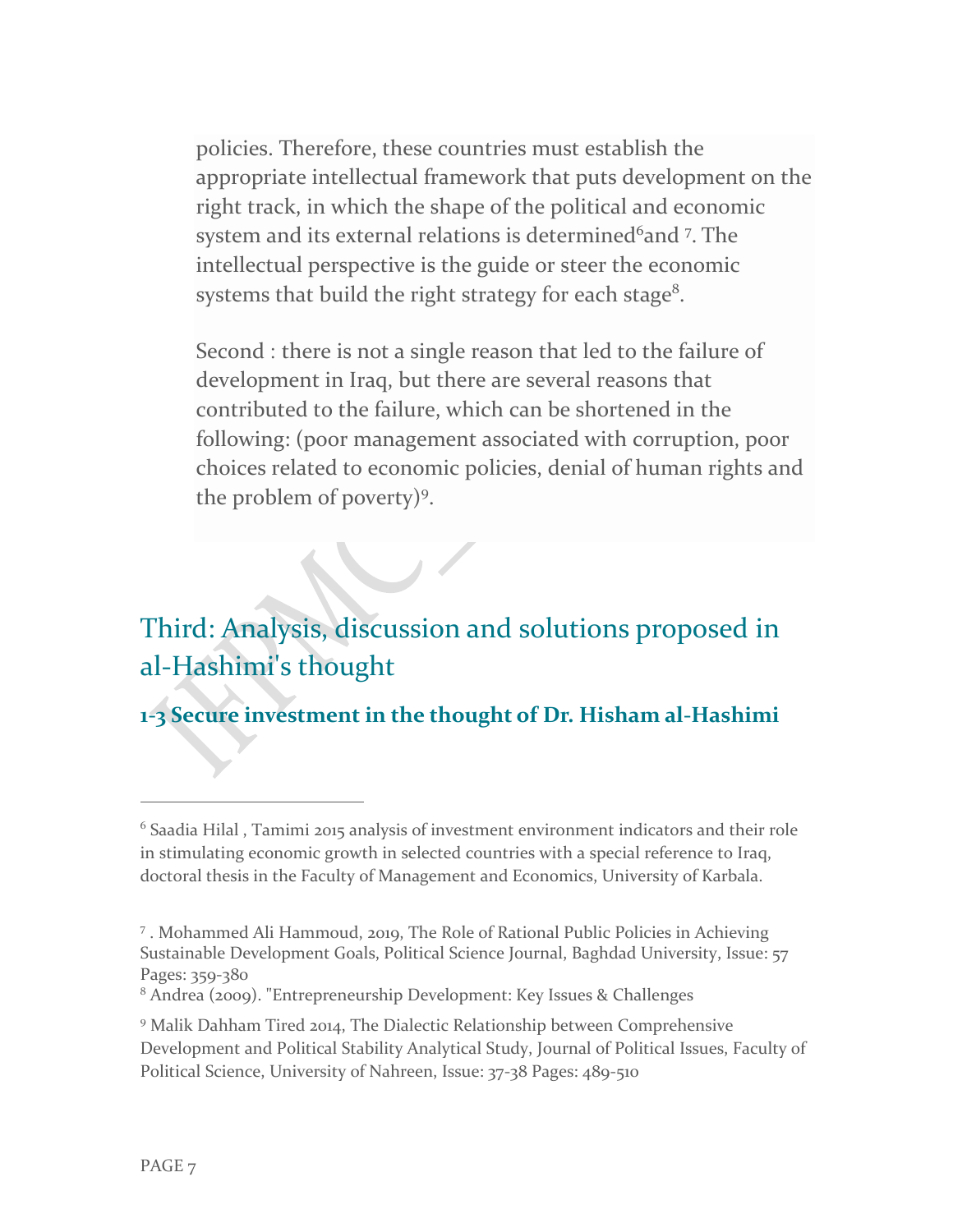policies. Therefore, these countries must establish the appropriate intellectual framework that puts development on the right track, in which the shape of the political and economic system and its external relations is determined[6]and [7]. The intellectual perspective is the guide or steer the economic systems that build the right strategy for each stage[8].

Second : there is not a single reason that led to the failure of development in Iraq, but there are several reasons that contributed to the failure, which can be shortened in the following: (poor management associated with corruption, poor choices related to economic policies, denial of human rights and the problem of poverty)[9].

## Third: Analysis, discussion and solutions proposed in al-Hashimi's thought

### 1-3 Secure investment in the thought of Dr. Hisham al-Hashimi

---

[6] Saadia Hilal , Tamimi 2015 analysis of investment environment indicators and their role in stimulating economic growth in selected countries with a special reference to Iraq, doctoral thesis in the Faculty of Management and Economics, University of Karbala.

[7] . Mohammed Ali Hammoud, 2019, The Role of Rational Public Policies in Achieving Sustainable Development Goals, Political Science Journal, Baghdad University, Issue: 57 Pages: 359-380

[8] Andrea (2009). "Entrepreneurship Development: Key Issues & Challenges

[9] Malik Dahham Tired 2014, The Dialectic Relationship between Comprehensive Development and Political Stability Analytical Study, Journal of Political Issues, Faculty of Political Science, University of Nahreen, Issue: 37-38 Pages: 489-510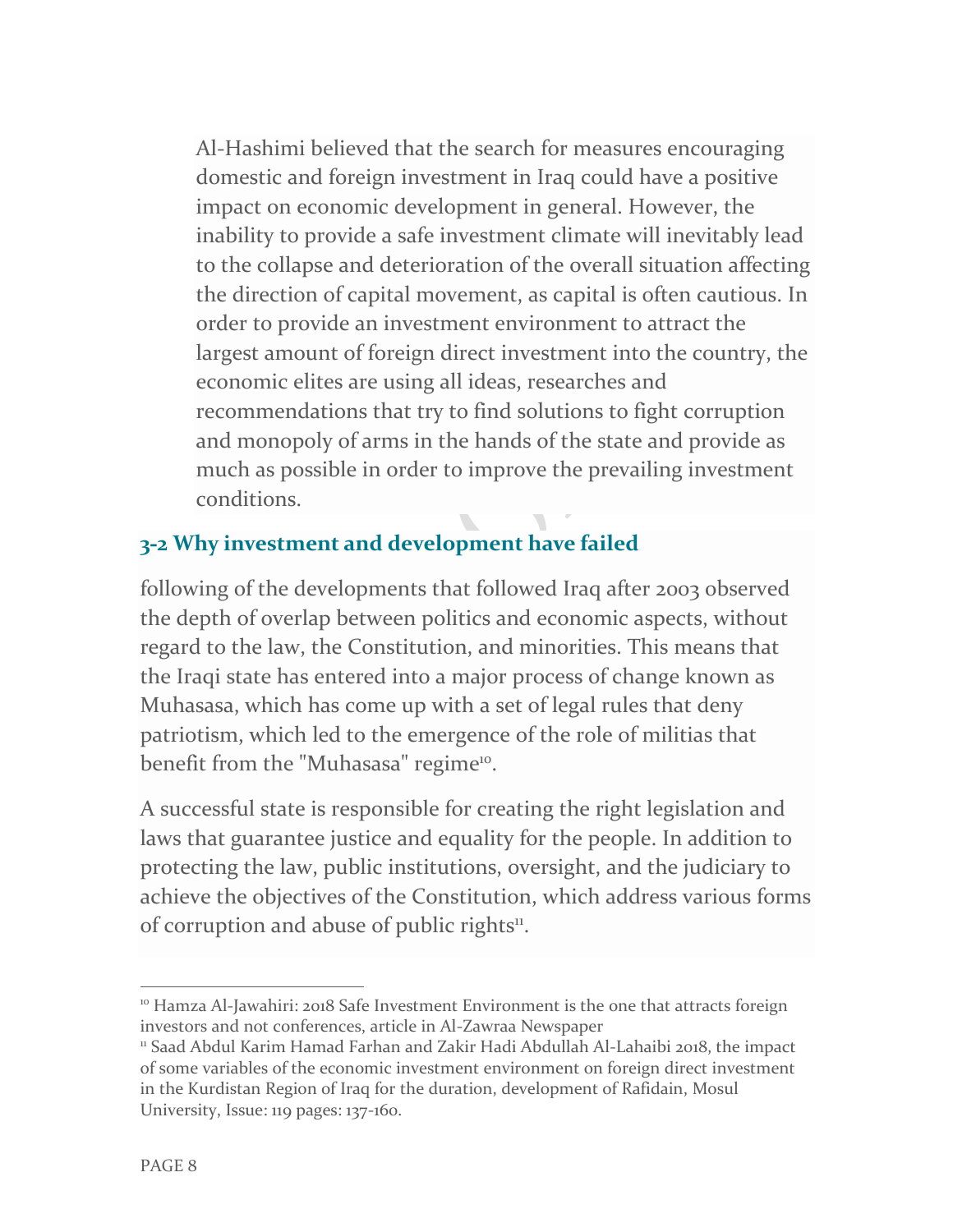Al-Hashimi believed that the search for measures encouraging domestic and foreign investment in Iraq could have a positive impact on economic development in general. However, the inability to provide a safe investment climate will inevitably lead to the collapse and deterioration of the overall situation affecting the direction of capital movement, as capital is often cautious. In order to provide an investment environment to attract the largest amount of foreign direct investment into the country, the economic elites are using all ideas, researches and recommendations that try to find solutions to fight corruption and monopoly of arms in the hands of the state and provide as much as possible in order to improve the prevailing investment conditions.

### 3-2 Why investment and development have failed

following of the developments that followed Iraq after 2003 observed the depth of overlap between politics and economic aspects, without regard to the law, the Constitution, and minorities. This means that the Iraqi state has entered into a major process of change known as Muhasasa, which has come up with a set of legal rules that deny patriotism, which led to the emergence of the role of militias that benefit from the "Muhasasa" regime[10].

A successful state is responsible for creating the right legislation and laws that guarantee justice and equality for the people. In addition to protecting the law, public institutions, oversight, and the judiciary to achieve the objectives of the Constitution, which address various forms of corruption and abuse of public rights[11].

---

[10] Hamza Al-Jawahiri: 2018 Safe Investment Environment is the one that attracts foreign investors and not conferences, article in Al-Zawraa Newspaper

[11] Saad Abdul Karim Hamad Farhan and Zakir Hadi Abdullah Al-Lahaibi 2018, the impact of some variables of the economic investment environment on foreign direct investment in the Kurdistan Region of Iraq for the duration, development of Rafidain, Mosul University, Issue: 119 pages: 137-160.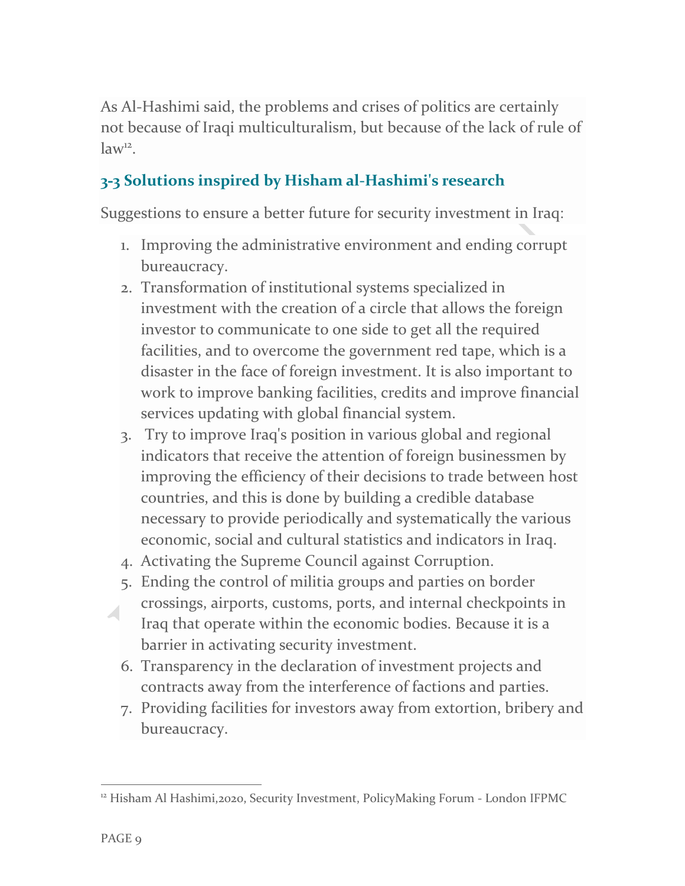As Al-Hashimi said, the problems and crises of politics are certainly not because of Iraqi multiculturalism, but because of the lack of rule of law[12].

### 3-3 Solutions inspired by Hisham al-Hashimi's research

Suggestions to ensure a better future for security investment in Iraq:

1. Improving the administrative environment and ending corrupt bureaucracy.
2. Transformation of institutional systems specialized in investment with the creation of a circle that allows the foreign investor to communicate to one side to get all the required facilities, and to overcome the government red tape, which is a disaster in the face of foreign investment. It is also important to work to improve banking facilities, credits and improve financial services updating with global financial system.
3. Try to improve Iraq's position in various global and regional indicators that receive the attention of foreign businessmen by improving the efficiency of their decisions to trade between host countries, and this is done by building a credible database necessary to provide periodically and systematically the various economic, social and cultural statistics and indicators in Iraq.
4. Activating the Supreme Council against Corruption.
5. Ending the control of militia groups and parties on border crossings, airports, customs, ports, and internal checkpoints in Iraq that operate within the economic bodies. Because it is a barrier in activating security investment.
6. Transparency in the declaration of investment projects and contracts away from the interference of factions and parties.
7. Providing facilities for investors away from extortion, bribery and bureaucracy.

---

[12] Hisham Al Hashimi,2020, Security Investment, PolicyMaking Forum - London IFPMC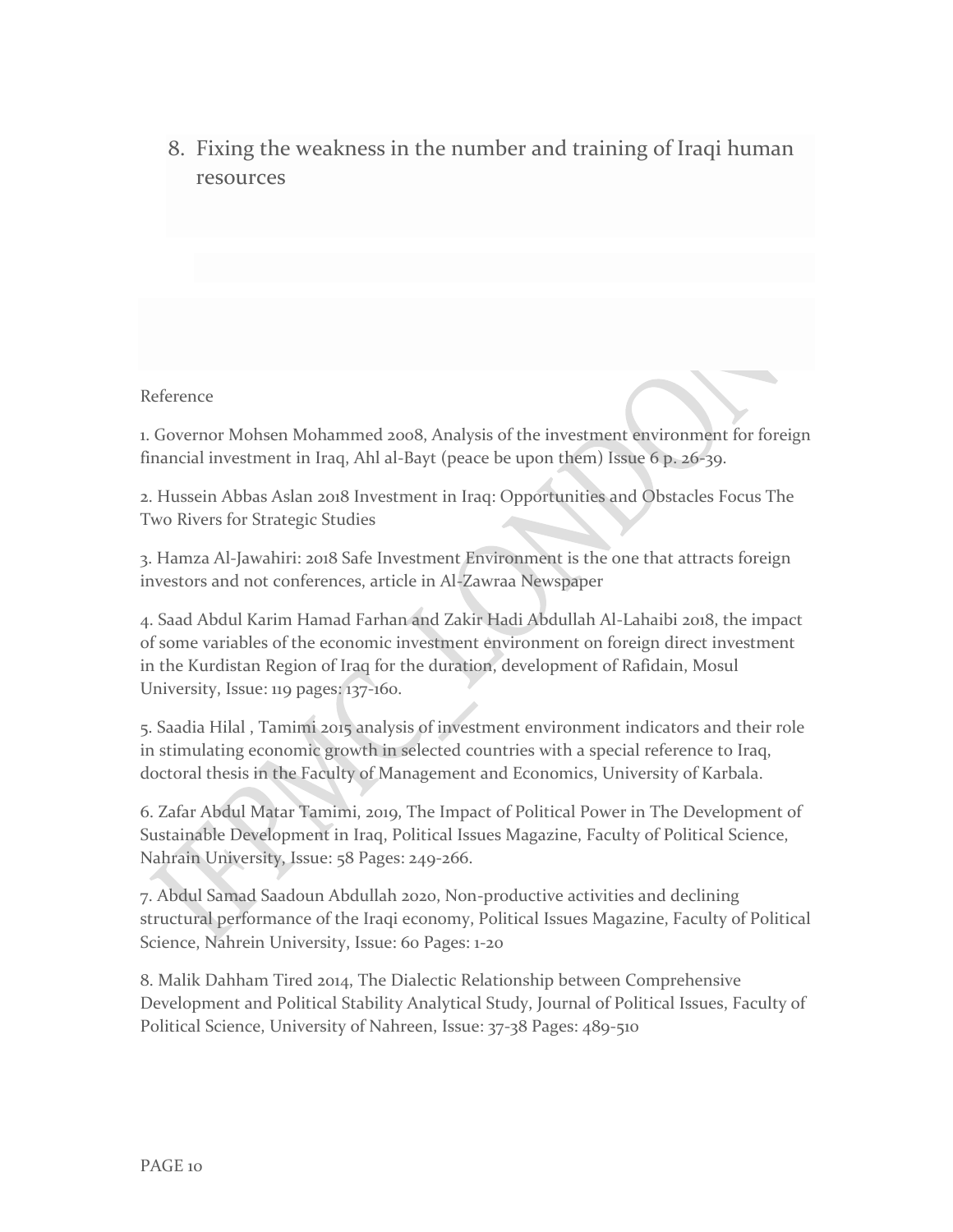8. Fixing the weakness in the number and training of Iraqi human resources

Reference

1. Governor Mohsen Mohammed 2008, Analysis of the investment environment for foreign financial investment in Iraq, Ahl al-Bayt (peace be upon them) Issue 6 p. 26-39.

2. Hussein Abbas Aslan 2018 Investment in Iraq: Opportunities and Obstacles Focus The Two Rivers for Strategic Studies

3. Hamza Al-Jawahiri: 2018 Safe Investment Environment is the one that attracts foreign investors and not conferences, article in Al-Zawraa Newspaper

4. Saad Abdul Karim Hamad Farhan and Zakir Hadi Abdullah Al-Lahaibi 2018, the impact of some variables of the economic investment environment on foreign direct investment in the Kurdistan Region of Iraq for the duration, development of Rafidain, Mosul University, Issue: 119 pages: 137-160.

5. Saadia Hilal , Tamimi 2015 analysis of investment environment indicators and their role in stimulating economic growth in selected countries with a special reference to Iraq, doctoral thesis in the Faculty of Management and Economics, University of Karbala.

6. Zafar Abdul Matar Tamimi, 2019, The Impact of Political Power in The Development of Sustainable Development in Iraq, Political Issues Magazine, Faculty of Political Science, Nahrain University, Issue: 58 Pages: 249-266.

7. Abdul Samad Saadoun Abdullah 2020, Non-productive activities and declining structural performance of the Iraqi economy, Political Issues Magazine, Faculty of Political Science, Nahrein University, Issue: 60 Pages: 1-20

8. Malik Dahham Tired 2014, The Dialectic Relationship between Comprehensive Development and Political Stability Analytical Study, Journal of Political Issues, Faculty of Political Science, University of Nahreen, Issue: 37-38 Pages: 489-510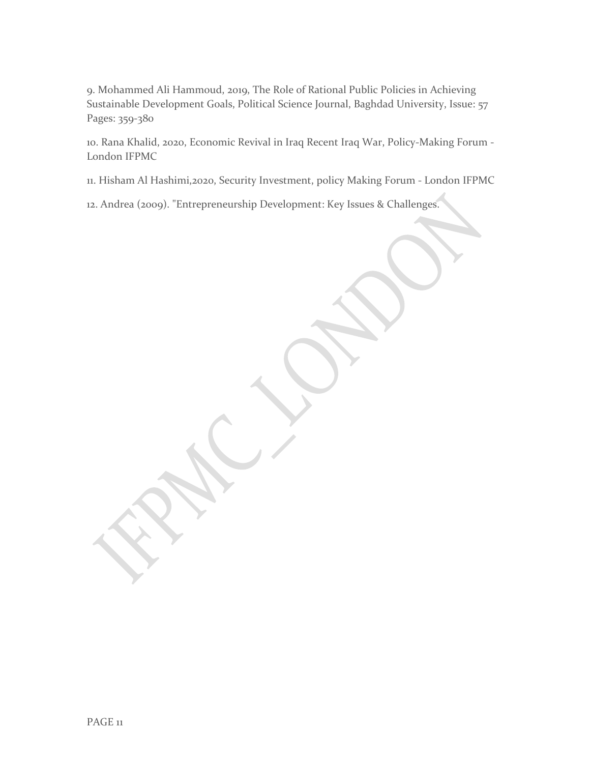9. Mohammed Ali Hammoud, 2019, The Role of Rational Public Policies in Achieving Sustainable Development Goals, Political Science Journal, Baghdad University, Issue: 57 Pages: 359-380

10. Rana Khalid, 2020, Economic Revival in Iraq Recent Iraq War, Policy-Making Forum - London IFPMC

11. Hisham Al Hashimi,2020, Security Investment, policy Making Forum - London IFPMC

12. Andrea (2009). "Entrepreneurship Development: Key Issues & Challenges.